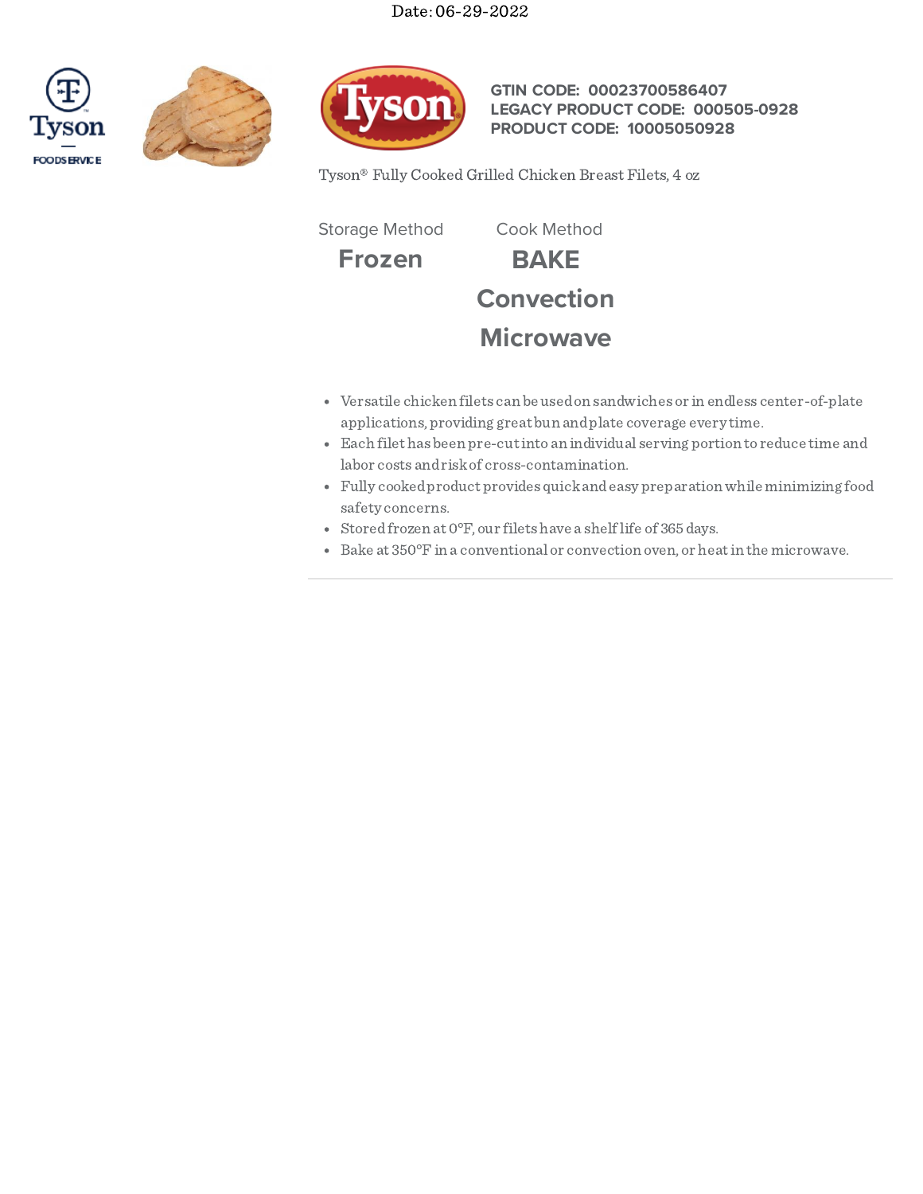Date: 06-29-2022

**GTIN CODE: 00023700586407**
**LEGACY PRODUCT CODE: 000505-0928**
**PRODUCT CODE: 10005050928**

Tyson® Fully Cooked Grilled Chicken Breast Filets, 4 oz

| Storage Method | Cook Method |
|---|---|
| **Frozen** | **BAKE** |
| | **Convection** |
| | **Microwave** |

- Versatile chicken filets can be used on sandwiches or in endless center-of-plate applications, providing great bun and plate coverage every time.
- Each filet has been pre-cut into an individual serving portion to reduce time and labor costs and risk of cross-contamination.
- Fully cooked product provides quick and easy preparation while minimizing food safety concerns.
- Stored frozen at 0°F, our filets have a shelf life of 365 days.
- Bake at 350°F in a conventional or convection oven, or heat in the microwave.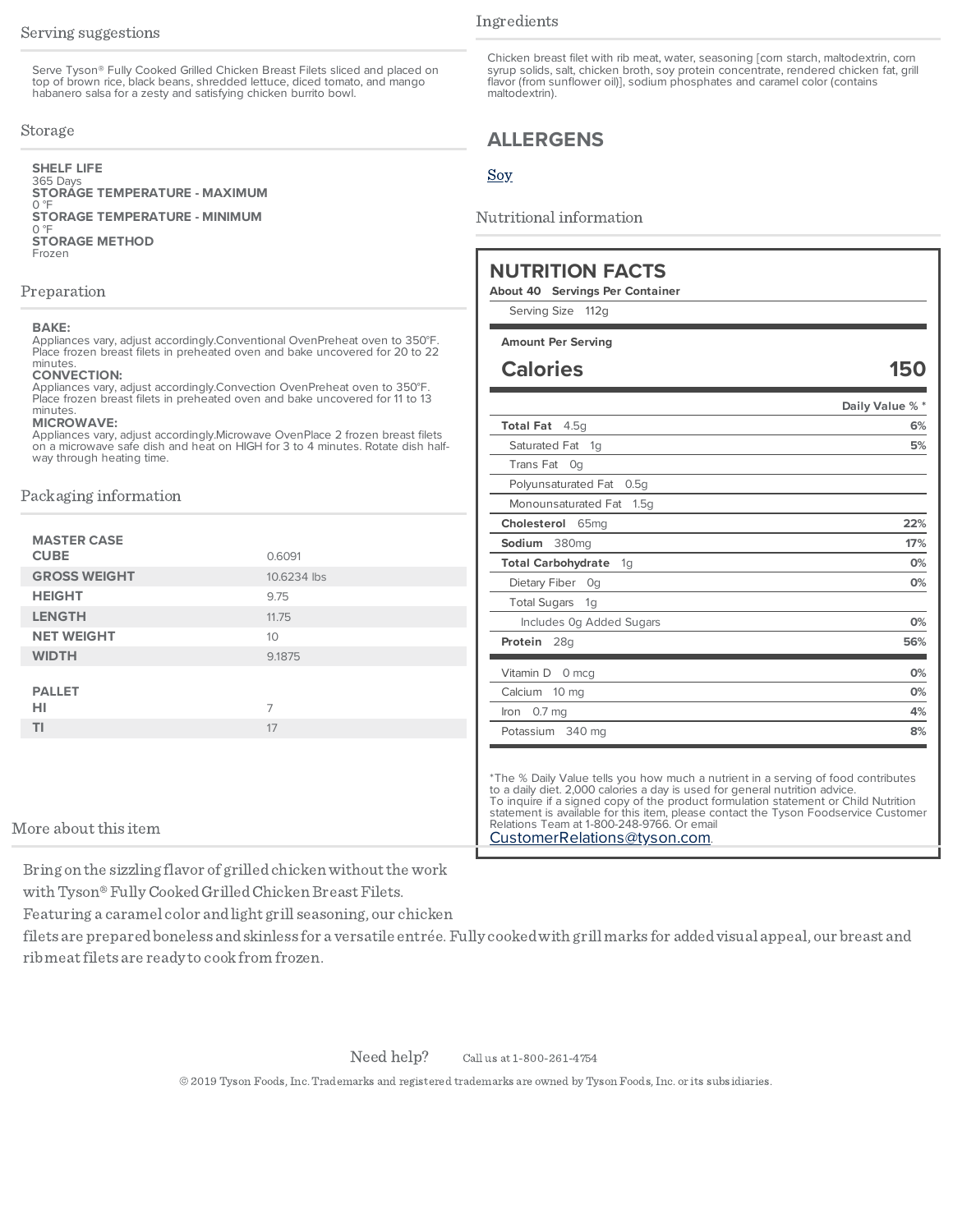## Serving suggestions

Serve Tyson® Fully Cooked Grilled Chicken Breast Filets sliced and placed on top of brown rice, black beans, shredded lettuce, diced tomato, and mango habanero salsa for a zesty and satisfying chicken burrito bowl.

## Storage

**SHELF LIFE**
365 Days
**STORAGE TEMPERATURE - MAXIMUM**
0 °F
**STORAGE TEMPERATURE - MINIMUM**
0 °F
**STORAGE METHOD**
Frozen

## Preparation

**BAKE:**
Appliances vary, adjust accordingly.Conventional OvenPreheat oven to 350°F. Place frozen breast filets in preheated oven and bake uncovered for 20 to 22 minutes.
**CONVECTION:**
Appliances vary, adjust accordingly.Convection OvenPreheat oven to 350°F. Place frozen breast filets in preheated oven and bake uncovered for 11 to 13 minutes.
**MICROWAVE:**
Appliances vary, adjust accordingly.Microwave OvenPlace 2 frozen breast filets on a microwave safe dish and heat on HIGH for 3 to 4 minutes. Rotate dish half-way through heating time.

## Packaging information

| | |
|---|---|
| **MASTER CASE** | |
| **CUBE** | 0.6091 |
| **GROSS WEIGHT** | 10.6234 lbs |
| **HEIGHT** | 9.75 |
| **LENGTH** | 11.75 |
| **NET WEIGHT** | 10 |
| **WIDTH** | 9.1875 |
| **PALLET** | |
| **HI** | 7 |
| **TI** | 17 |

## Ingredients

Chicken breast filet with rib meat, water, seasoning [corn starch, maltodextrin, corn syrup solids, salt, chicken broth, soy protein concentrate, rendered chicken fat, grill flavor (from sunflower oil)], sodium phosphates and caramel color (contains maltodextrin).

## ALLERGENS

Soy

## Nutritional information

### NUTRITION FACTS

**About 40 Servings Per Container**

Serving Size 112g

| Amount Per Serving | |
|---|---|
| **Calories** | **150** |
| | **Daily Value % \*** |
| **Total Fat** 4.5g | **6%** |
| Saturated Fat 1g | **5%** |
| Trans Fat 0g | |
| Polyunsaturated Fat 0.5g | |
| Monounsaturated Fat 1.5g | |
| **Cholesterol** 65mg | **22%** |
| **Sodium** 380mg | **17%** |
| **Total Carbohydrate** 1g | **0%** |
| Dietary Fiber 0g | **0%** |
| Total Sugars 1g | |
| Includes 0g Added Sugars | **0%** |
| **Protein** 28g | **56%** |
| Vitamin D 0 mcg | **0%** |
| Calcium 10 mg | **0%** |
| Iron 0.7 mg | **4%** |
| Potassium 340 mg | **8%** |

*The % Daily Value tells you how much a nutrient in a serving of food contributes to a daily diet. 2,000 calories a day is used for general nutrition advice.
To inquire if a signed copy of the product formulation statement or Child Nutrition statement is available for this item, please contact the Tyson Foodservice Customer Relations Team at 1-800-248-9766. Or email CustomerRelations@tyson.com.

## More about this item

Bring on the sizzling flavor of grilled chicken without the work with Tyson® Fully Cooked Grilled Chicken Breast Filets. Featuring a caramel color and light grill seasoning, our chicken filets are prepared boneless and skinless for a versatile entrée. Fully cooked with grill marks for added visual appeal, our breast and rib meat filets are ready to cook from frozen.

Need help? Call us at 1-800-261-4754

© 2019 Tyson Foods, Inc. Trademarks and registered trademarks are owned by Tyson Foods, Inc. or its subsidiaries.